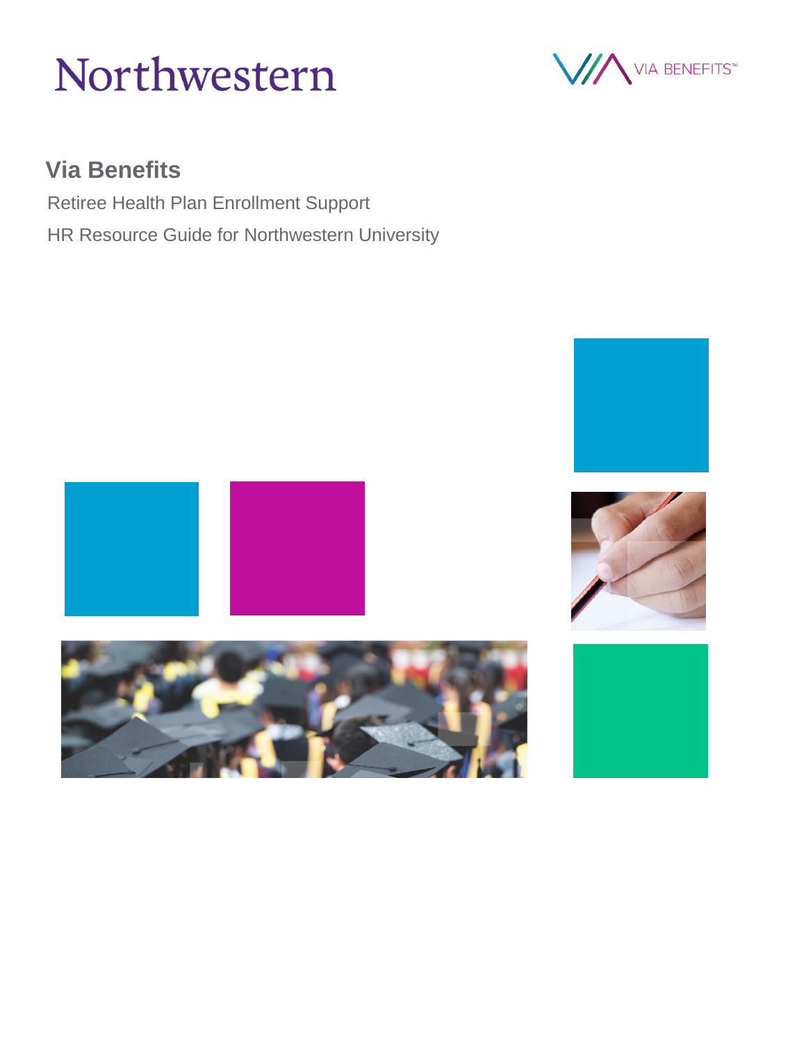Northwestern

VIA BENEFITS™

# Via Benefits

Retiree Health Plan Enrollment Support

HR Resource Guide for Northwestern University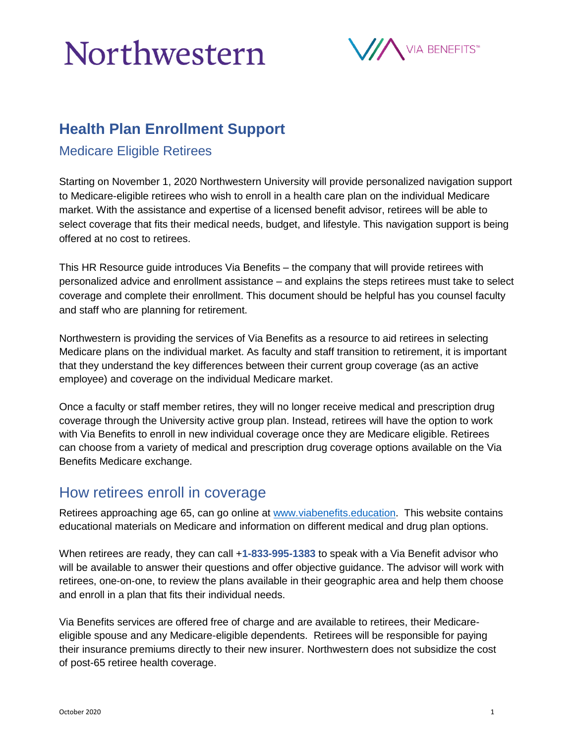# Northwestern

VIA BENEFITS™

## Health Plan Enrollment Support

### Medicare Eligible Retirees

Starting on November 1, 2020 Northwestern University will provide personalized navigation support to Medicare-eligible retirees who wish to enroll in a health care plan on the individual Medicare market. With the assistance and expertise of a licensed benefit advisor, retirees will be able to select coverage that fits their medical needs, budget, and lifestyle. This navigation support is being offered at no cost to retirees.

This HR Resource guide introduces Via Benefits – the company that will provide retirees with personalized advice and enrollment assistance – and explains the steps retirees must take to select coverage and complete their enrollment. This document should be helpful has you counsel faculty and staff who are planning for retirement.

Northwestern is providing the services of Via Benefits as a resource to aid retirees in selecting Medicare plans on the individual market. As faculty and staff transition to retirement, it is important that they understand the key differences between their current group coverage (as an active employee) and coverage on the individual Medicare market.

Once a faculty or staff member retires, they will no longer receive medical and prescription drug coverage through the University active group plan. Instead, retirees will have the option to work with Via Benefits to enroll in new individual coverage once they are Medicare eligible. Retirees can choose from a variety of medical and prescription drug coverage options available on the Via Benefits Medicare exchange.

## How retirees enroll in coverage

Retirees approaching age 65, can go online at [www.viabenefits.education](http://www.viabenefits.education). This website contains educational materials on Medicare and information on different medical and drug plan options.

When retirees are ready, they can call +**1-833-995-1383** to speak with a Via Benefit advisor who will be available to answer their questions and offer objective guidance. The advisor will work with retirees, one-on-one, to review the plans available in their geographic area and help them choose and enroll in a plan that fits their individual needs.

Via Benefits services are offered free of charge and are available to retirees, their Medicare-eligible spouse and any Medicare-eligible dependents. Retirees will be responsible for paying their insurance premiums directly to their new insurer. Northwestern does not subsidize the cost of post-65 retiree health coverage.

October 2020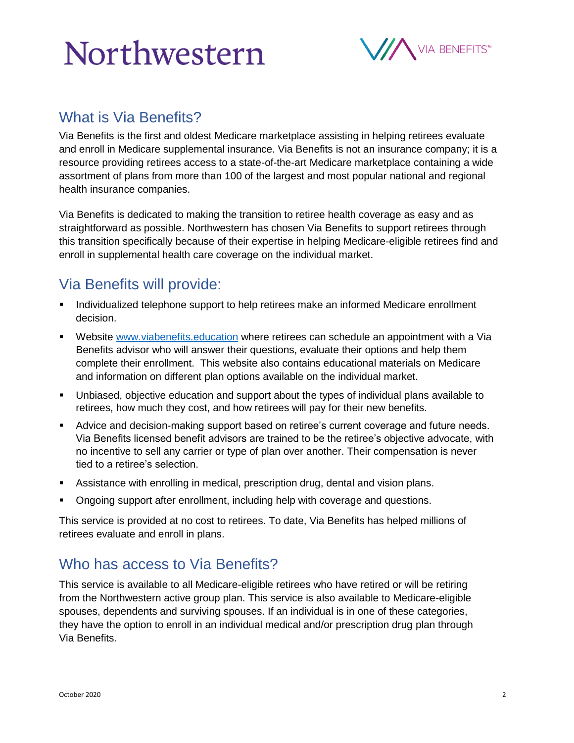Northwestern

VIA BENEFITS™

## What is Via Benefits?

Via Benefits is the first and oldest Medicare marketplace assisting in helping retirees evaluate and enroll in Medicare supplemental insurance. Via Benefits is not an insurance company; it is a resource providing retirees access to a state-of-the-art Medicare marketplace containing a wide assortment of plans from more than 100 of the largest and most popular national and regional health insurance companies.

Via Benefits is dedicated to making the transition to retiree health coverage as easy and as straightforward as possible. Northwestern has chosen Via Benefits to support retirees through this transition specifically because of their expertise in helping Medicare-eligible retirees find and enroll in supplemental health care coverage on the individual market.

## Via Benefits will provide:

- Individualized telephone support to help retirees make an informed Medicare enrollment decision.
- Website [www.viabenefits.education](www.viabenefits.education) where retirees can schedule an appointment with a Via Benefits advisor who will answer their questions, evaluate their options and help them complete their enrollment. This website also contains educational materials on Medicare and information on different plan options available on the individual market.
- Unbiased, objective education and support about the types of individual plans available to retirees, how much they cost, and how retirees will pay for their new benefits.
- Advice and decision-making support based on retiree's current coverage and future needs. Via Benefits licensed benefit advisors are trained to be the retiree's objective advocate, with no incentive to sell any carrier or type of plan over another. Their compensation is never tied to a retiree's selection.
- Assistance with enrolling in medical, prescription drug, dental and vision plans.
- Ongoing support after enrollment, including help with coverage and questions.

This service is provided at no cost to retirees. To date, Via Benefits has helped millions of retirees evaluate and enroll in plans.

## Who has access to Via Benefits?

This service is available to all Medicare-eligible retirees who have retired or will be retiring from the Northwestern active group plan. This service is also available to Medicare-eligible spouses, dependents and surviving spouses. If an individual is in one of these categories, they have the option to enroll in an individual medical and/or prescription drug plan through Via Benefits.

October 2020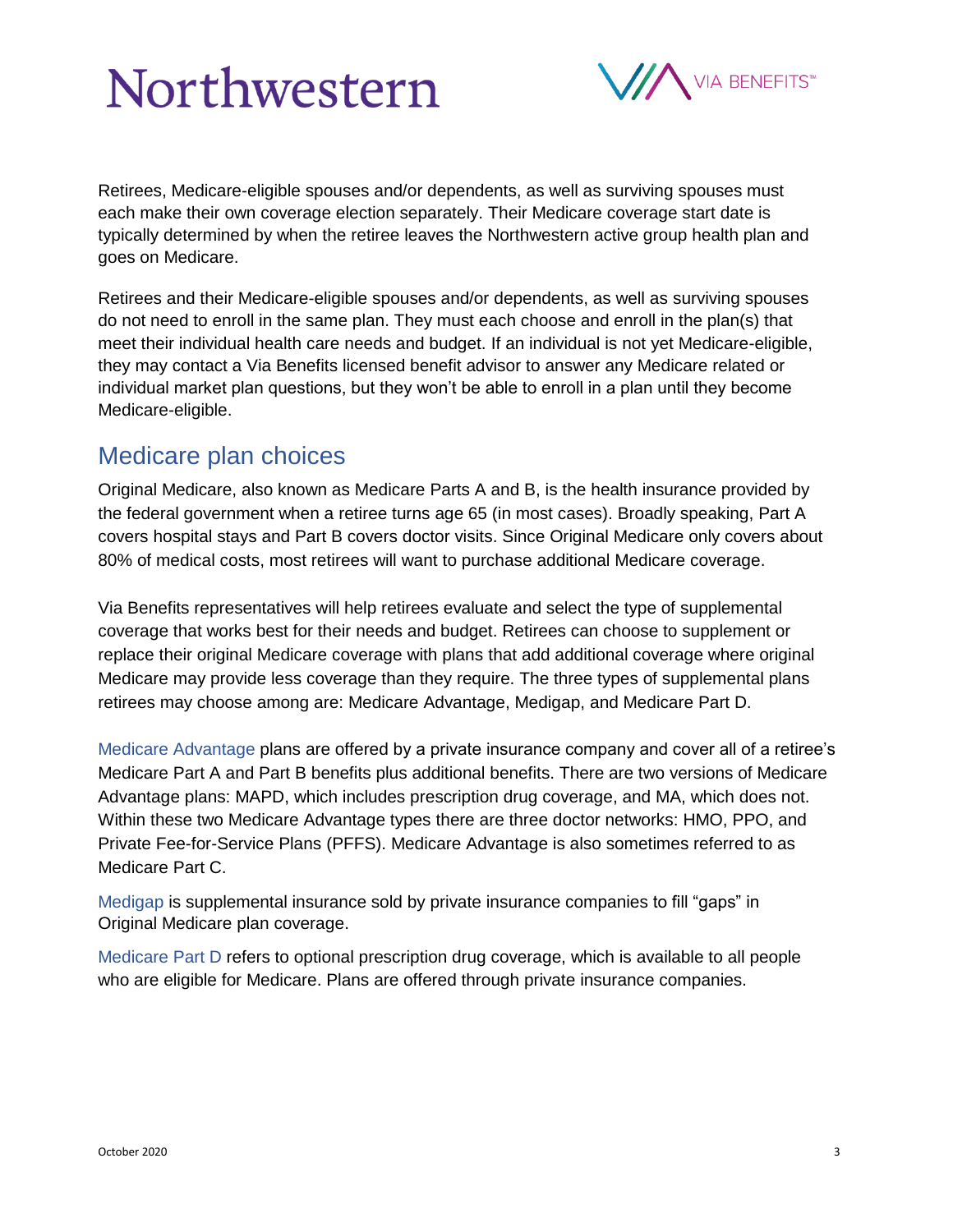Retirees, Medicare-eligible spouses and/or dependents, as well as surviving spouses must each make their own coverage election separately. Their Medicare coverage start date is typically determined by when the retiree leaves the Northwestern active group health plan and goes on Medicare.

Retirees and their Medicare-eligible spouses and/or dependents, as well as surviving spouses do not need to enroll in the same plan. They must each choose and enroll in the plan(s) that meet their individual health care needs and budget. If an individual is not yet Medicare-eligible, they may contact a Via Benefits licensed benefit advisor to answer any Medicare related or individual market plan questions, but they won't be able to enroll in a plan until they become Medicare-eligible.

## Medicare plan choices

Original Medicare, also known as Medicare Parts A and B, is the health insurance provided by the federal government when a retiree turns age 65 (in most cases). Broadly speaking, Part A covers hospital stays and Part B covers doctor visits. Since Original Medicare only covers about 80% of medical costs, most retirees will want to purchase additional Medicare coverage.

Via Benefits representatives will help retirees evaluate and select the type of supplemental coverage that works best for their needs and budget. Retirees can choose to supplement or replace their original Medicare coverage with plans that add additional coverage where original Medicare may provide less coverage than they require. The three types of supplemental plans retirees may choose among are: Medicare Advantage, Medigap, and Medicare Part D.

Medicare Advantage plans are offered by a private insurance company and cover all of a retiree's Medicare Part A and Part B benefits plus additional benefits. There are two versions of Medicare Advantage plans: MAPD, which includes prescription drug coverage, and MA, which does not. Within these two Medicare Advantage types there are three doctor networks: HMO, PPO, and Private Fee-for-Service Plans (PFFS). Medicare Advantage is also sometimes referred to as Medicare Part C.

Medigap is supplemental insurance sold by private insurance companies to fill "gaps" in Original Medicare plan coverage.

Medicare Part D refers to optional prescription drug coverage, which is available to all people who are eligible for Medicare. Plans are offered through private insurance companies.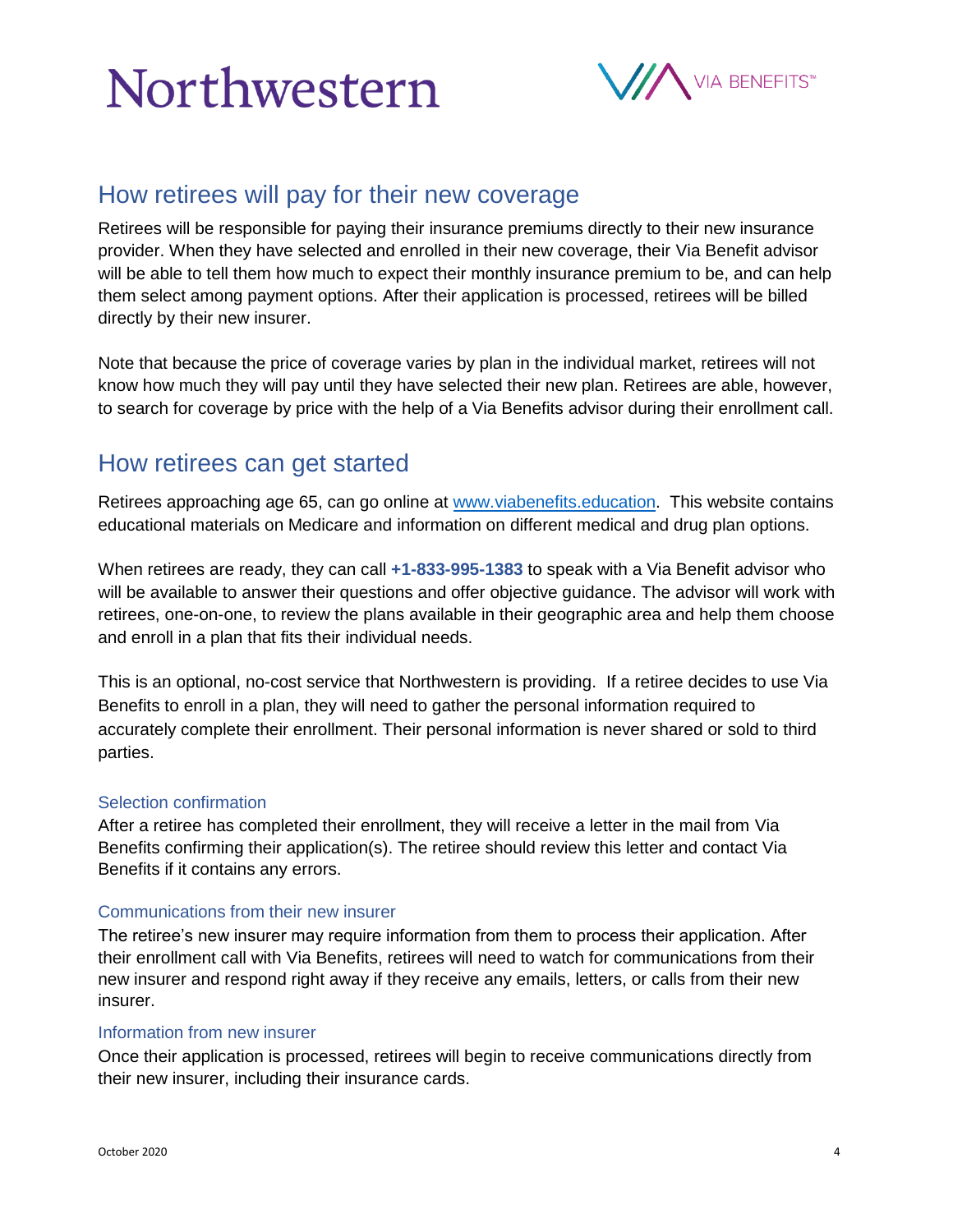## How retirees will pay for their new coverage

Retirees will be responsible for paying their insurance premiums directly to their new insurance provider. When they have selected and enrolled in their new coverage, their Via Benefit advisor will be able to tell them how much to expect their monthly insurance premium to be, and can help them select among payment options. After their application is processed, retirees will be billed directly by their new insurer.

Note that because the price of coverage varies by plan in the individual market, retirees will not know how much they will pay until they have selected their new plan. Retirees are able, however, to search for coverage by price with the help of a Via Benefits advisor during their enrollment call.

## How retirees can get started

Retirees approaching age 65, can go online at [www.viabenefits.education](www.viabenefits.education). This website contains educational materials on Medicare and information on different medical and drug plan options.

When retirees are ready, they can call **+1-833-995-1383** to speak with a Via Benefit advisor who will be available to answer their questions and offer objective guidance. The advisor will work with retirees, one-on-one, to review the plans available in their geographic area and help them choose and enroll in a plan that fits their individual needs.

This is an optional, no-cost service that Northwestern is providing. If a retiree decides to use Via Benefits to enroll in a plan, they will need to gather the personal information required to accurately complete their enrollment. Their personal information is never shared or sold to third parties.

### Selection confirmation

After a retiree has completed their enrollment, they will receive a letter in the mail from Via Benefits confirming their application(s). The retiree should review this letter and contact Via Benefits if it contains any errors.

### Communications from their new insurer

The retiree's new insurer may require information from them to process their application. After their enrollment call with Via Benefits, retirees will need to watch for communications from their new insurer and respond right away if they receive any emails, letters, or calls from their new insurer.

### Information from new insurer

Once their application is processed, retirees will begin to receive communications directly from their new insurer, including their insurance cards.